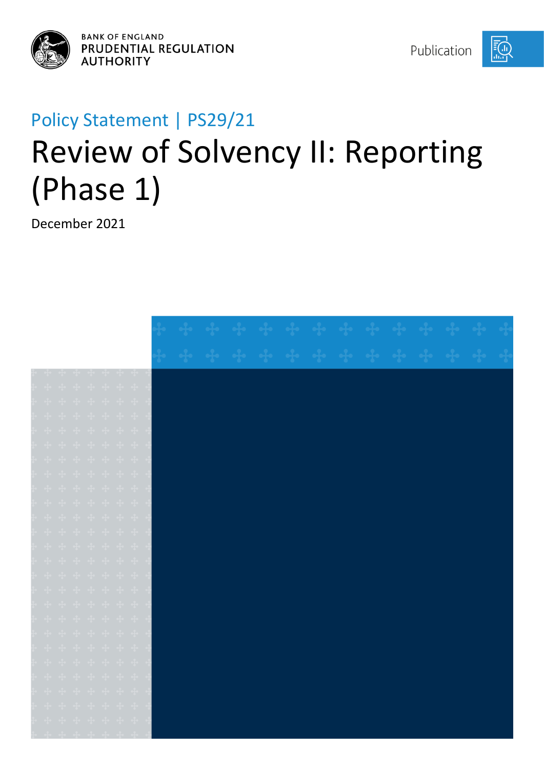BANK OF ENGLAND
PRUDENTIAL REGULATION
AUTHORITY

Publication

Policy Statement | PS29/21

# Review of Solvency II: Reporting (Phase 1)

December 2021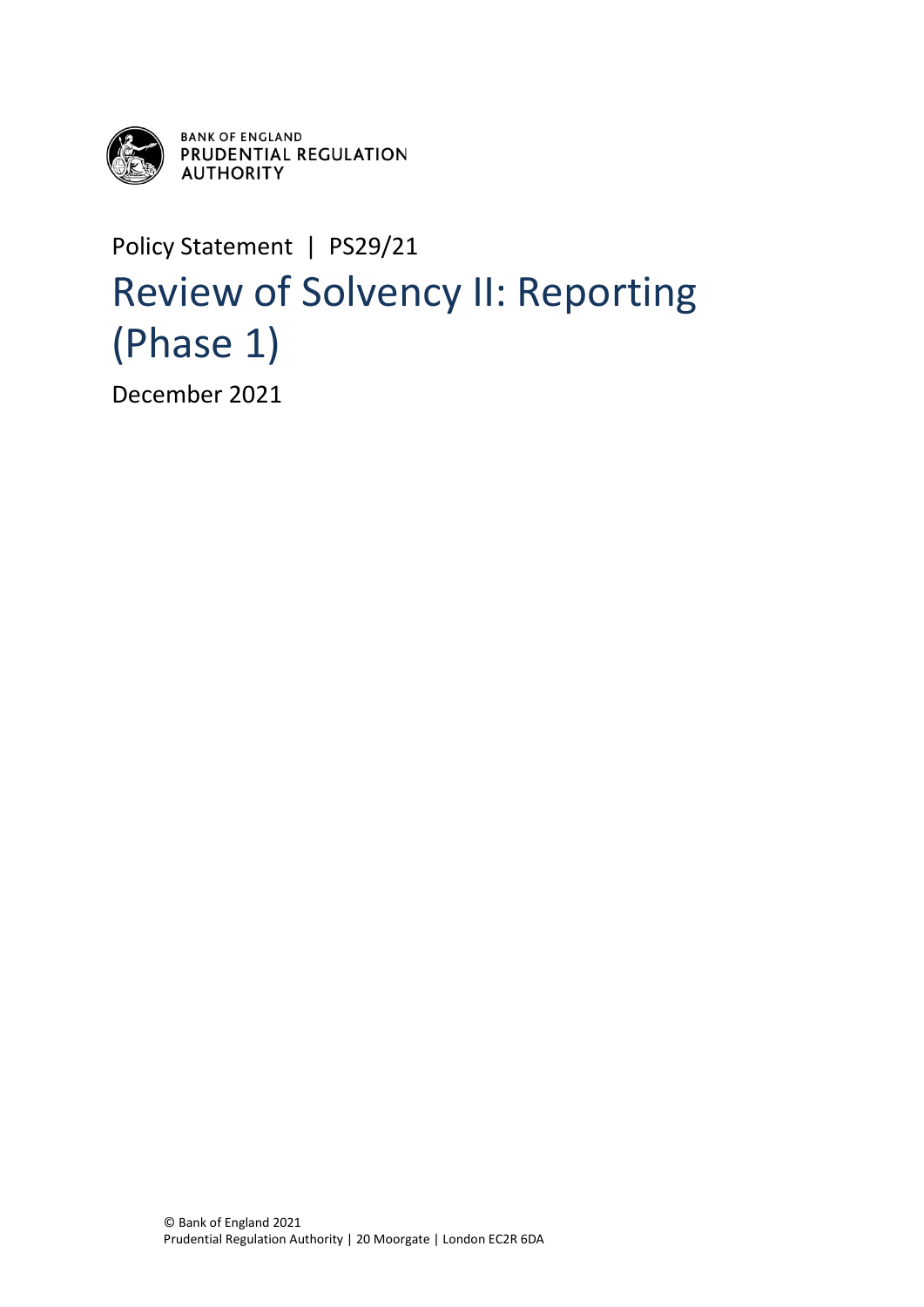BANK OF ENGLAND
PRUDENTIAL REGULATION AUTHORITY

Policy Statement | PS29/21

# Review of Solvency II: Reporting (Phase 1)

December 2021

© Bank of England 2021
Prudential Regulation Authority | 20 Moorgate | London EC2R 6DA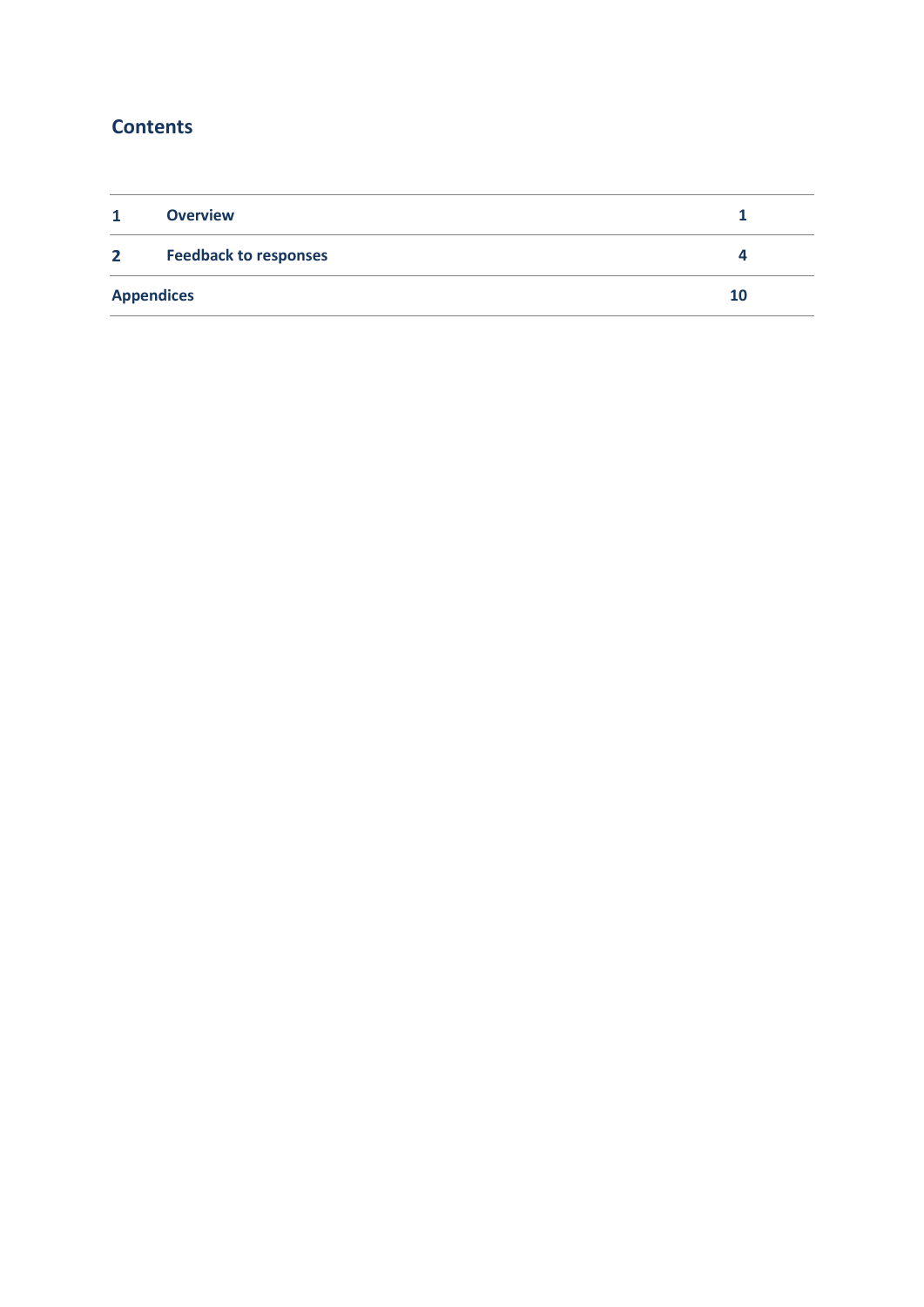## Contents

| | | |
|---|---|---|
| 1 | Overview | 1 |
| 2 | Feedback to responses | 4 |
| Appendices | | 10 |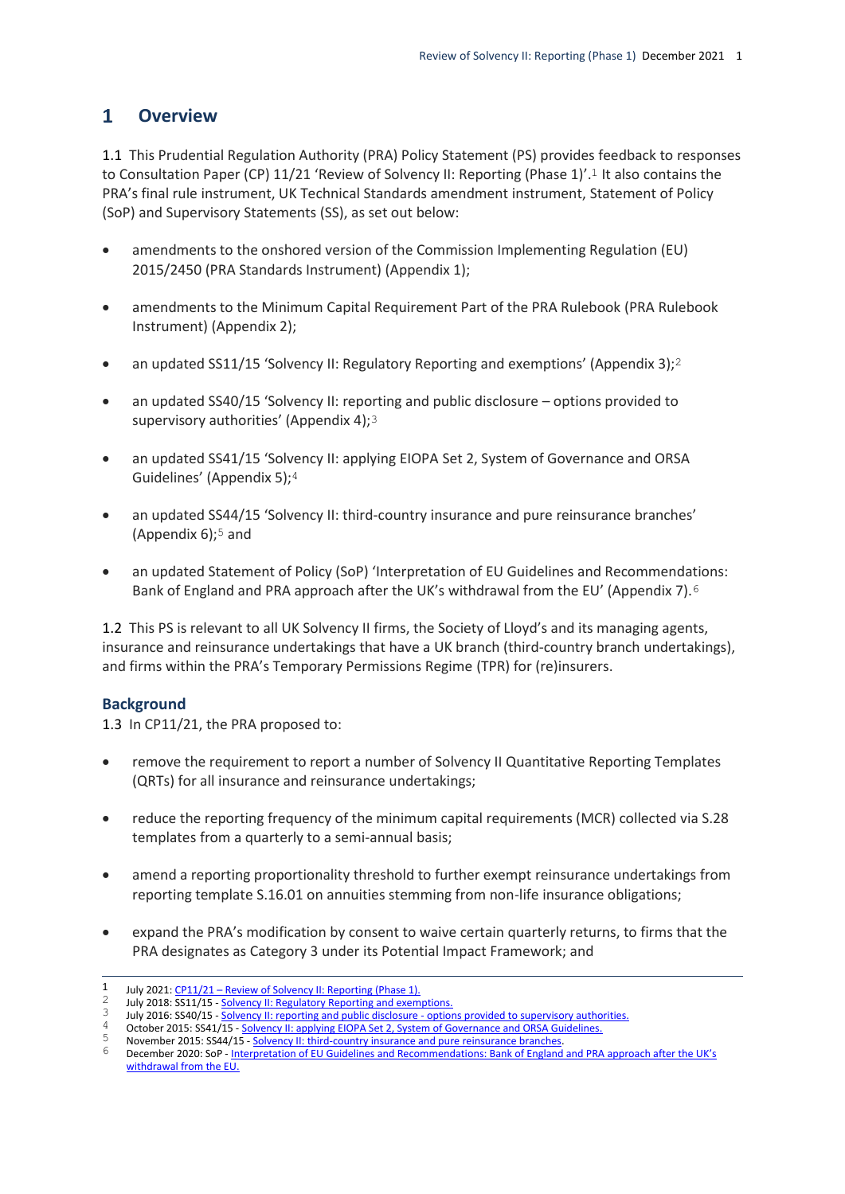# 1 Overview

1.1 This Prudential Regulation Authority (PRA) Policy Statement (PS) provides feedback to responses to Consultation Paper (CP) 11/21 'Review of Solvency II: Reporting (Phase 1)'.[1] It also contains the PRA's final rule instrument, UK Technical Standards amendment instrument, Statement of Policy (SoP) and Supervisory Statements (SS), as set out below:

- amendments to the onshored version of the Commission Implementing Regulation (EU) 2015/2450 (PRA Standards Instrument) (Appendix 1);
- amendments to the Minimum Capital Requirement Part of the PRA Rulebook (PRA Rulebook Instrument) (Appendix 2);
- an updated SS11/15 'Solvency II: Regulatory Reporting and exemptions' (Appendix 3);[2]
- an updated SS40/15 'Solvency II: reporting and public disclosure – options provided to supervisory authorities' (Appendix 4);[3]
- an updated SS41/15 'Solvency II: applying EIOPA Set 2, System of Governance and ORSA Guidelines' (Appendix 5);[4]
- an updated SS44/15 'Solvency II: third-country insurance and pure reinsurance branches' (Appendix 6);[5] and
- an updated Statement of Policy (SoP) 'Interpretation of EU Guidelines and Recommendations: Bank of England and PRA approach after the UK's withdrawal from the EU' (Appendix 7).[6]

1.2 This PS is relevant to all UK Solvency II firms, the Society of Lloyd's and its managing agents, insurance and reinsurance undertakings that have a UK branch (third-country branch undertakings), and firms within the PRA's Temporary Permissions Regime (TPR) for (re)insurers.

## Background

1.3 In CP11/21, the PRA proposed to:

- remove the requirement to report a number of Solvency II Quantitative Reporting Templates (QRTs) for all insurance and reinsurance undertakings;
- reduce the reporting frequency of the minimum capital requirements (MCR) collected via S.28 templates from a quarterly to a semi-annual basis;
- amend a reporting proportionality threshold to further exempt reinsurance undertakings from reporting template S.16.01 on annuities stemming from non-life insurance obligations;
- expand the PRA's modification by consent to waive certain quarterly returns, to firms that the PRA designates as Category 3 under its Potential Impact Framework; and

---

1 July 2021: CP11/21 – Review of Solvency II: Reporting (Phase 1).
2 July 2018: SS11/15 - Solvency II: Regulatory Reporting and exemptions.
3 July 2016: SS40/15 - Solvency II: reporting and public disclosure - options provided to supervisory authorities.
4 October 2015: SS41/15 - Solvency II: applying EIOPA Set 2, System of Governance and ORSA Guidelines.
5 November 2015: SS44/15 - Solvency II: third-country insurance and pure reinsurance branches.
6 December 2020: SoP - Interpretation of EU Guidelines and Recommendations: Bank of England and PRA approach after the UK's withdrawal from the EU.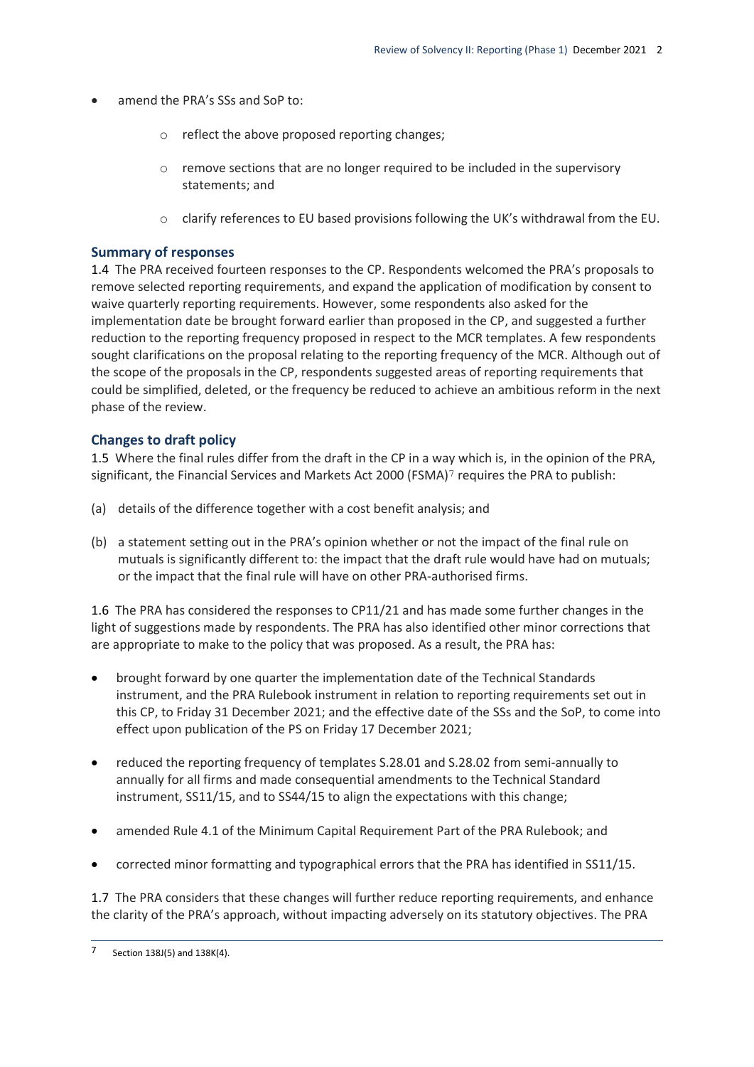- amend the PRA's SSs and SoP to:
    - reflect the above proposed reporting changes;
    - remove sections that are no longer required to be included in the supervisory statements; and
    - clarify references to EU based provisions following the UK's withdrawal from the EU.

## Summary of responses

1.4 The PRA received fourteen responses to the CP. Respondents welcomed the PRA's proposals to remove selected reporting requirements, and expand the application of modification by consent to waive quarterly reporting requirements. However, some respondents also asked for the implementation date be brought forward earlier than proposed in the CP, and suggested a further reduction to the reporting frequency proposed in respect to the MCR templates. A few respondents sought clarifications on the proposal relating to the reporting frequency of the MCR. Although out of the scope of the proposals in the CP, respondents suggested areas of reporting requirements that could be simplified, deleted, or the frequency be reduced to achieve an ambitious reform in the next phase of the review.

## Changes to draft policy

1.5 Where the final rules differ from the draft in the CP in a way which is, in the opinion of the PRA, significant, the Financial Services and Markets Act 2000 (FSMA)[7] requires the PRA to publish:

(a) details of the difference together with a cost benefit analysis; and

(b) a statement setting out in the PRA's opinion whether or not the impact of the final rule on mutuals is significantly different to: the impact that the draft rule would have had on mutuals; or the impact that the final rule will have on other PRA-authorised firms.

1.6 The PRA has considered the responses to CP11/21 and has made some further changes in the light of suggestions made by respondents. The PRA has also identified other minor corrections that are appropriate to make to the policy that was proposed. As a result, the PRA has:

- brought forward by one quarter the implementation date of the Technical Standards instrument, and the PRA Rulebook instrument in relation to reporting requirements set out in this CP, to Friday 31 December 2021; and the effective date of the SSs and the SoP, to come into effect upon publication of the PS on Friday 17 December 2021;
- reduced the reporting frequency of templates S.28.01 and S.28.02 from semi-annually to annually for all firms and made consequential amendments to the Technical Standard instrument, SS11/15, and to SS44/15 to align the expectations with this change;
- amended Rule 4.1 of the Minimum Capital Requirement Part of the PRA Rulebook; and
- corrected minor formatting and typographical errors that the PRA has identified in SS11/15.

1.7 The PRA considers that these changes will further reduce reporting requirements, and enhance the clarity of the PRA's approach, without impacting adversely on its statutory objectives. The PRA

[7] Section 138J(5) and 138K(4).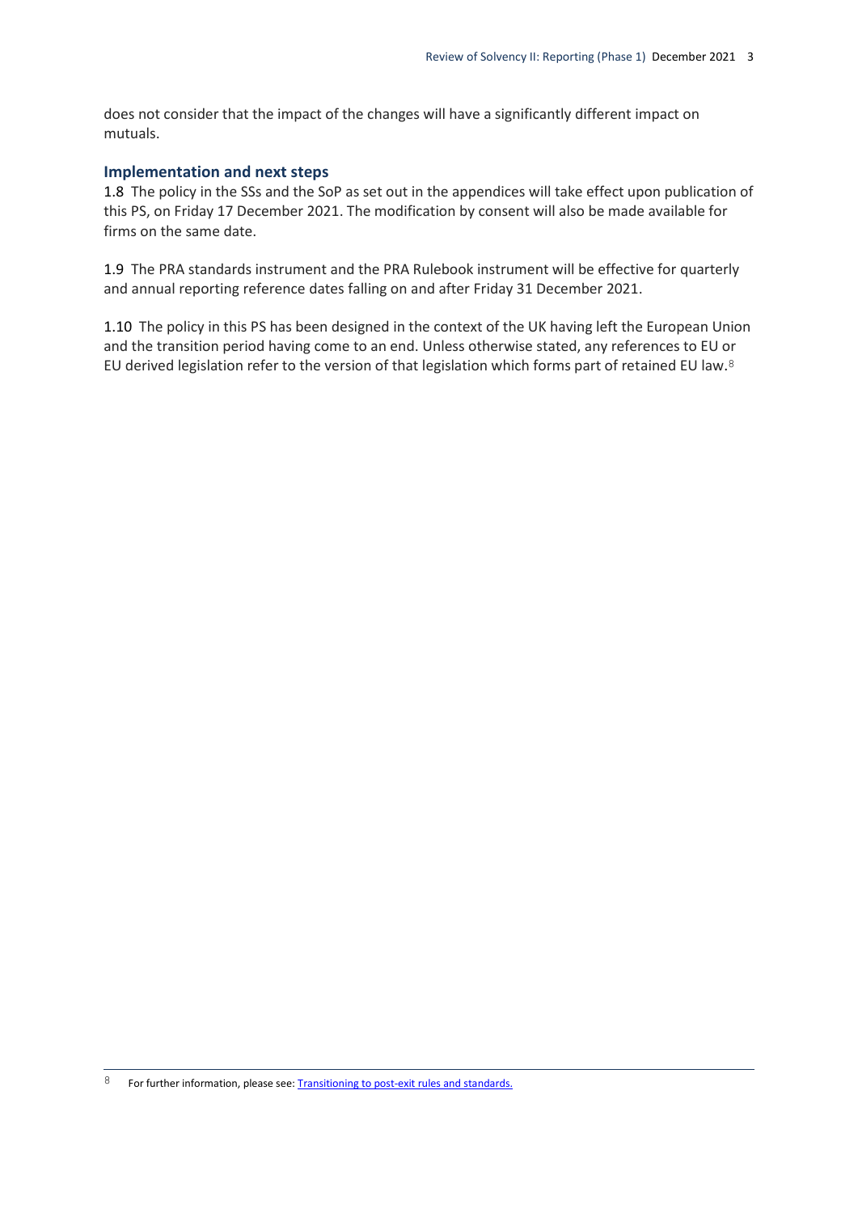does not consider that the impact of the changes will have a significantly different impact on mutuals.

### Implementation and next steps

1.8 The policy in the SSs and the SoP as set out in the appendices will take effect upon publication of this PS, on Friday 17 December 2021. The modification by consent will also be made available for firms on the same date.

1.9 The PRA standards instrument and the PRA Rulebook instrument will be effective for quarterly and annual reporting reference dates falling on and after Friday 31 December 2021.

1.10 The policy in this PS has been designed in the context of the UK having left the European Union and the transition period having come to an end. Unless otherwise stated, any references to EU or EU derived legislation refer to the version of that legislation which forms part of retained EU law.[8]

[8] For further information, please see: Transitioning to post-exit rules and standards.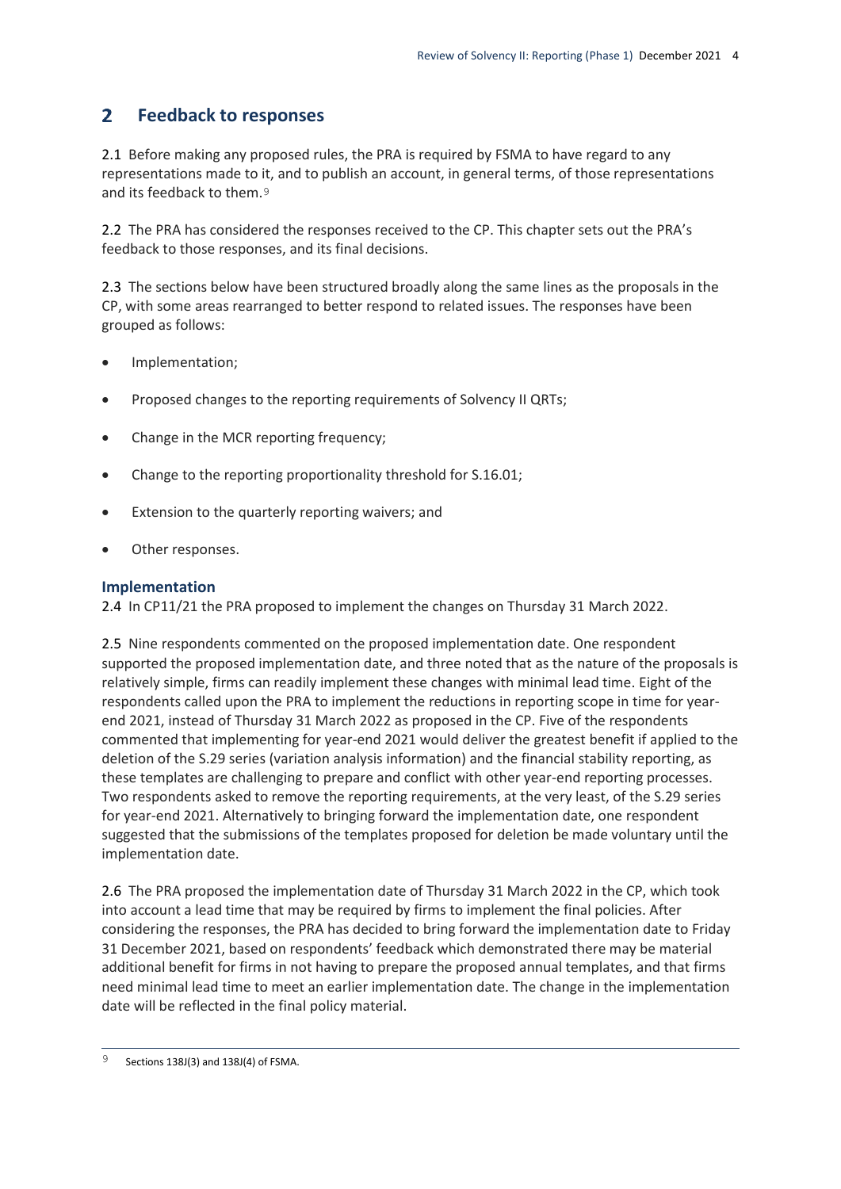## 2 Feedback to responses

2.1 Before making any proposed rules, the PRA is required by FSMA to have regard to any representations made to it, and to publish an account, in general terms, of those representations and its feedback to them.[9]

2.2 The PRA has considered the responses received to the CP. This chapter sets out the PRA's feedback to those responses, and its final decisions.

2.3 The sections below have been structured broadly along the same lines as the proposals in the CP, with some areas rearranged to better respond to related issues. The responses have been grouped as follows:

- Implementation;
- Proposed changes to the reporting requirements of Solvency II QRTs;
- Change in the MCR reporting frequency;
- Change to the reporting proportionality threshold for S.16.01;
- Extension to the quarterly reporting waivers; and
- Other responses.

### Implementation

2.4 In CP11/21 the PRA proposed to implement the changes on Thursday 31 March 2022.

2.5 Nine respondents commented on the proposed implementation date. One respondent supported the proposed implementation date, and three noted that as the nature of the proposals is relatively simple, firms can readily implement these changes with minimal lead time. Eight of the respondents called upon the PRA to implement the reductions in reporting scope in time for year-end 2021, instead of Thursday 31 March 2022 as proposed in the CP. Five of the respondents commented that implementing for year-end 2021 would deliver the greatest benefit if applied to the deletion of the S.29 series (variation analysis information) and the financial stability reporting, as these templates are challenging to prepare and conflict with other year-end reporting processes. Two respondents asked to remove the reporting requirements, at the very least, of the S.29 series for year-end 2021. Alternatively to bringing forward the implementation date, one respondent suggested that the submissions of the templates proposed for deletion be made voluntary until the implementation date.

2.6 The PRA proposed the implementation date of Thursday 31 March 2022 in the CP, which took into account a lead time that may be required by firms to implement the final policies. After considering the responses, the PRA has decided to bring forward the implementation date to Friday 31 December 2021, based on respondents' feedback which demonstrated there may be material additional benefit for firms in not having to prepare the proposed annual templates, and that firms need minimal lead time to meet an earlier implementation date. The change in the implementation date will be reflected in the final policy material.

[9] Sections 138J(3) and 138J(4) of FSMA.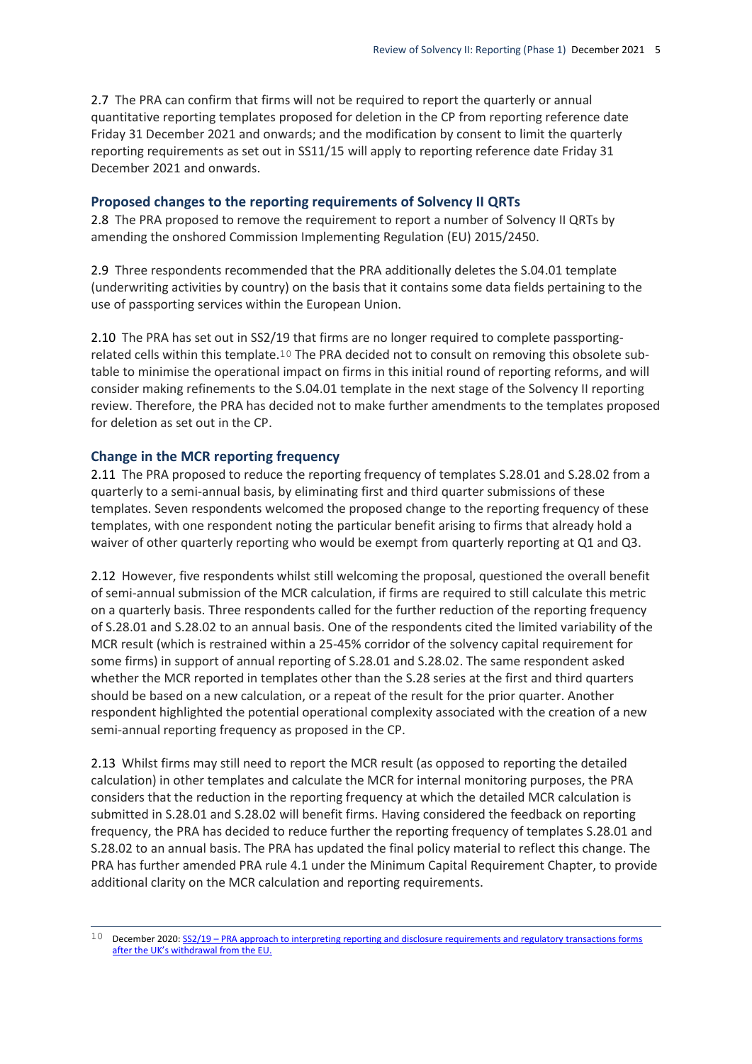2.7 The PRA can confirm that firms will not be required to report the quarterly or annual quantitative reporting templates proposed for deletion in the CP from reporting reference date Friday 31 December 2021 and onwards; and the modification by consent to limit the quarterly reporting requirements as set out in SS11/15 will apply to reporting reference date Friday 31 December 2021 and onwards.

### Proposed changes to the reporting requirements of Solvency II QRTs

2.8 The PRA proposed to remove the requirement to report a number of Solvency II QRTs by amending the onshored Commission Implementing Regulation (EU) 2015/2450.

2.9 Three respondents recommended that the PRA additionally deletes the S.04.01 template (underwriting activities by country) on the basis that it contains some data fields pertaining to the use of passporting services within the European Union.

2.10 The PRA has set out in SS2/19 that firms are no longer required to complete passporting-related cells within this template.[10] The PRA decided not to consult on removing this obsolete sub-table to minimise the operational impact on firms in this initial round of reporting reforms, and will consider making refinements to the S.04.01 template in the next stage of the Solvency II reporting review. Therefore, the PRA has decided not to make further amendments to the templates proposed for deletion as set out in the CP.

### Change in the MCR reporting frequency

2.11 The PRA proposed to reduce the reporting frequency of templates S.28.01 and S.28.02 from a quarterly to a semi-annual basis, by eliminating first and third quarter submissions of these templates. Seven respondents welcomed the proposed change to the reporting frequency of these templates, with one respondent noting the particular benefit arising to firms that already hold a waiver of other quarterly reporting who would be exempt from quarterly reporting at Q1 and Q3.

2.12 However, five respondents whilst still welcoming the proposal, questioned the overall benefit of semi-annual submission of the MCR calculation, if firms are required to still calculate this metric on a quarterly basis. Three respondents called for the further reduction of the reporting frequency of S.28.01 and S.28.02 to an annual basis. One of the respondents cited the limited variability of the MCR result (which is restrained within a 25-45% corridor of the solvency capital requirement for some firms) in support of annual reporting of S.28.01 and S.28.02. The same respondent asked whether the MCR reported in templates other than the S.28 series at the first and third quarters should be based on a new calculation, or a repeat of the result for the prior quarter. Another respondent highlighted the potential operational complexity associated with the creation of a new semi-annual reporting frequency as proposed in the CP.

2.13 Whilst firms may still need to report the MCR result (as opposed to reporting the detailed calculation) in other templates and calculate the MCR for internal monitoring purposes, the PRA considers that the reduction in the reporting frequency at which the detailed MCR calculation is submitted in S.28.01 and S.28.02 will benefit firms. Having considered the feedback on reporting frequency, the PRA has decided to reduce further the reporting frequency of templates S.28.01 and S.28.02 to an annual basis. The PRA has updated the final policy material to reflect this change. The PRA has further amended PRA rule 4.1 under the Minimum Capital Requirement Chapter, to provide additional clarity on the MCR calculation and reporting requirements.

[10] December 2020: SS2/19 – PRA approach to interpreting reporting and disclosure requirements and regulatory transactions forms after the UK's withdrawal from the EU.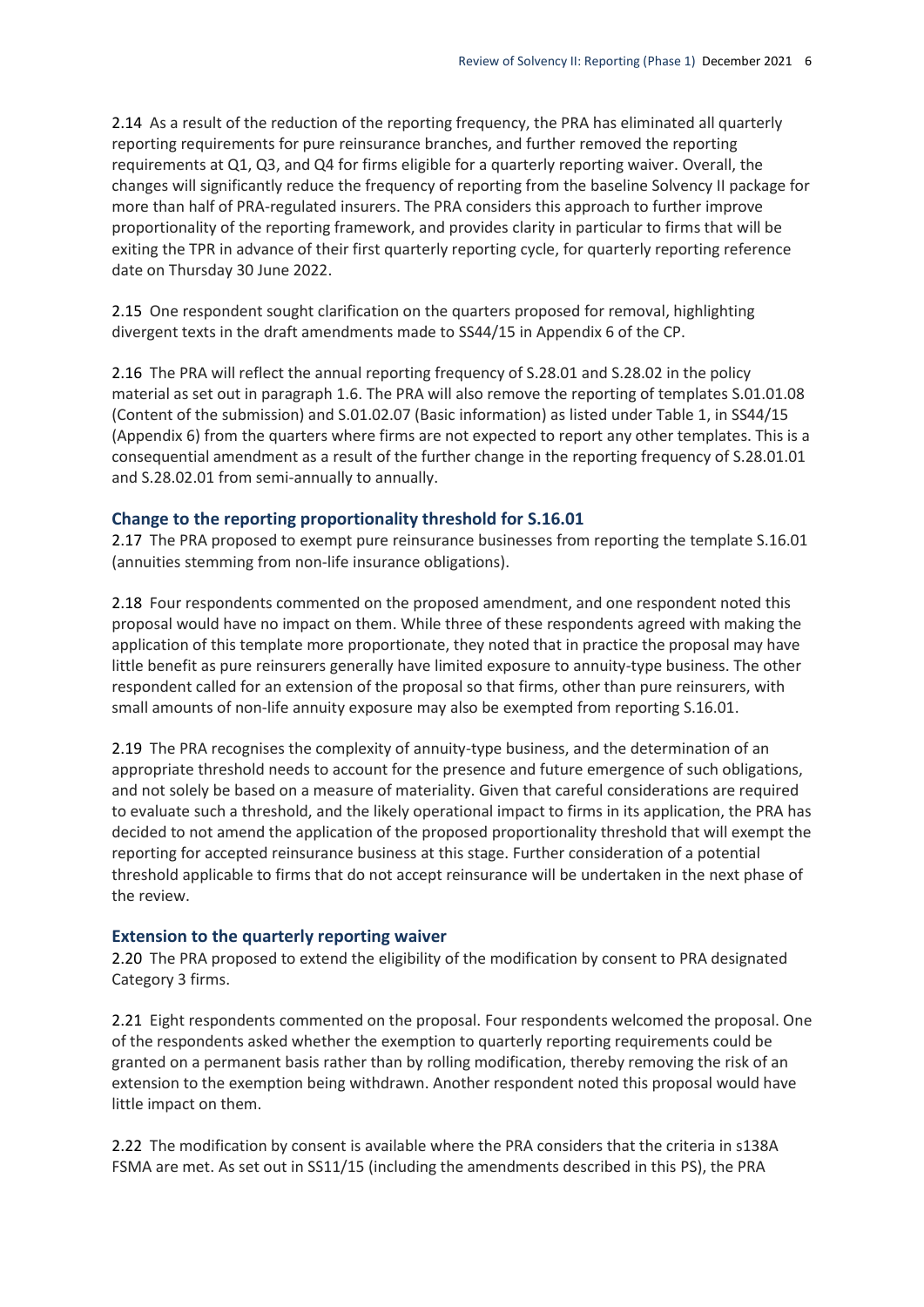2.14 As a result of the reduction of the reporting frequency, the PRA has eliminated all quarterly reporting requirements for pure reinsurance branches, and further removed the reporting requirements at Q1, Q3, and Q4 for firms eligible for a quarterly reporting waiver. Overall, the changes will significantly reduce the frequency of reporting from the baseline Solvency II package for more than half of PRA-regulated insurers. The PRA considers this approach to further improve proportionality of the reporting framework, and provides clarity in particular to firms that will be exiting the TPR in advance of their first quarterly reporting cycle, for quarterly reporting reference date on Thursday 30 June 2022.

2.15 One respondent sought clarification on the quarters proposed for removal, highlighting divergent texts in the draft amendments made to SS44/15 in Appendix 6 of the CP.

2.16 The PRA will reflect the annual reporting frequency of S.28.01 and S.28.02 in the policy material as set out in paragraph 1.6. The PRA will also remove the reporting of templates S.01.01.08 (Content of the submission) and S.01.02.07 (Basic information) as listed under Table 1, in SS44/15 (Appendix 6) from the quarters where firms are not expected to report any other templates. This is a consequential amendment as a result of the further change in the reporting frequency of S.28.01.01 and S.28.02.01 from semi-annually to annually.

### Change to the reporting proportionality threshold for S.16.01

2.17 The PRA proposed to exempt pure reinsurance businesses from reporting the template S.16.01 (annuities stemming from non-life insurance obligations).

2.18 Four respondents commented on the proposed amendment, and one respondent noted this proposal would have no impact on them. While three of these respondents agreed with making the application of this template more proportionate, they noted that in practice the proposal may have little benefit as pure reinsurers generally have limited exposure to annuity-type business. The other respondent called for an extension of the proposal so that firms, other than pure reinsurers, with small amounts of non-life annuity exposure may also be exempted from reporting S.16.01.

2.19 The PRA recognises the complexity of annuity-type business, and the determination of an appropriate threshold needs to account for the presence and future emergence of such obligations, and not solely be based on a measure of materiality. Given that careful considerations are required to evaluate such a threshold, and the likely operational impact to firms in its application, the PRA has decided to not amend the application of the proposed proportionality threshold that will exempt the reporting for accepted reinsurance business at this stage. Further consideration of a potential threshold applicable to firms that do not accept reinsurance will be undertaken in the next phase of the review.

### Extension to the quarterly reporting waiver

2.20 The PRA proposed to extend the eligibility of the modification by consent to PRA designated Category 3 firms.

2.21 Eight respondents commented on the proposal. Four respondents welcomed the proposal. One of the respondents asked whether the exemption to quarterly reporting requirements could be granted on a permanent basis rather than by rolling modification, thereby removing the risk of an extension to the exemption being withdrawn. Another respondent noted this proposal would have little impact on them.

2.22 The modification by consent is available where the PRA considers that the criteria in s138A FSMA are met. As set out in SS11/15 (including the amendments described in this PS), the PRA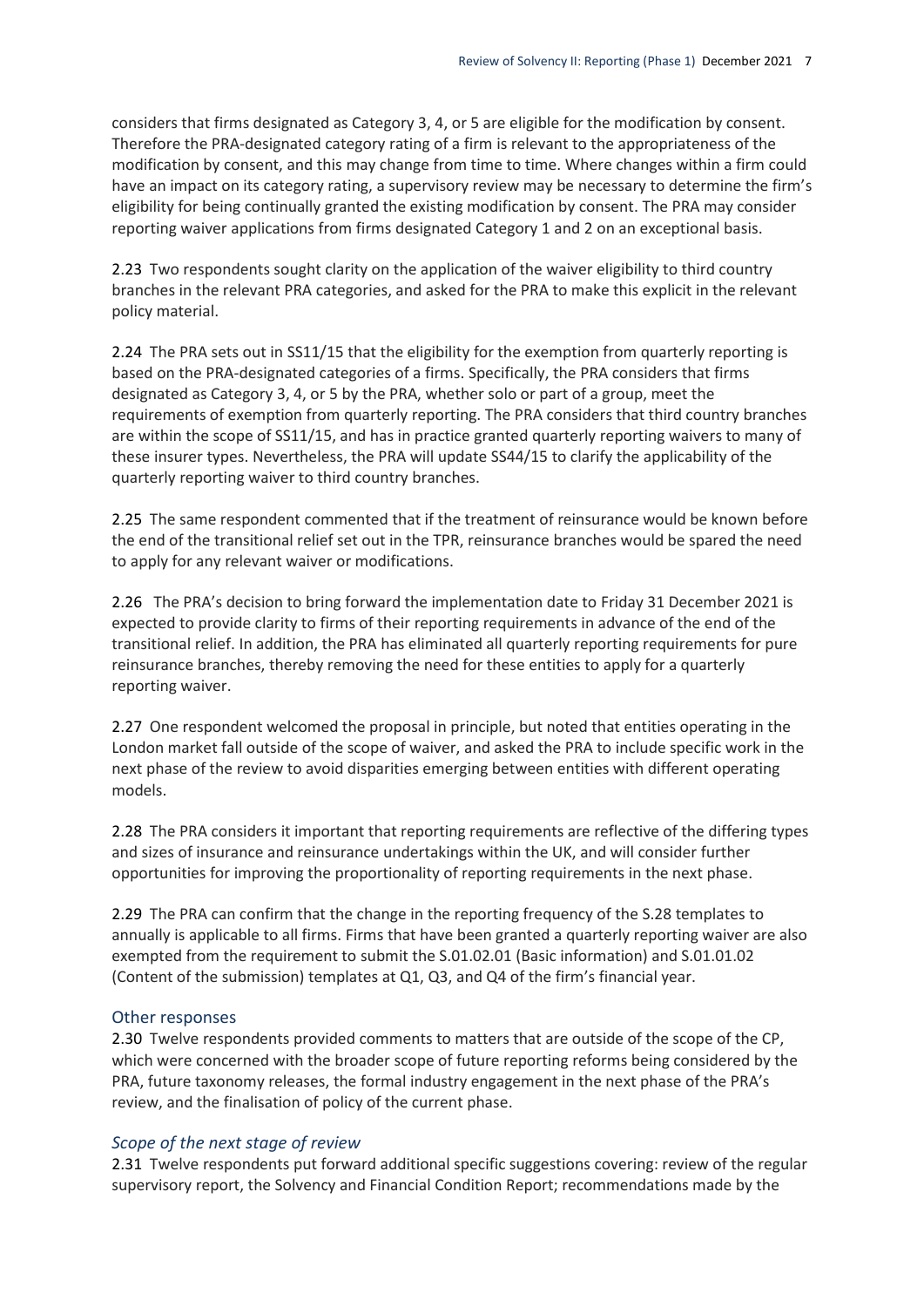considers that firms designated as Category 3, 4, or 5 are eligible for the modification by consent. Therefore the PRA-designated category rating of a firm is relevant to the appropriateness of the modification by consent, and this may change from time to time. Where changes within a firm could have an impact on its category rating, a supervisory review may be necessary to determine the firm's eligibility for being continually granted the existing modification by consent. The PRA may consider reporting waiver applications from firms designated Category 1 and 2 on an exceptional basis.

2.23 Two respondents sought clarity on the application of the waiver eligibility to third country branches in the relevant PRA categories, and asked for the PRA to make this explicit in the relevant policy material.

2.24 The PRA sets out in SS11/15 that the eligibility for the exemption from quarterly reporting is based on the PRA-designated categories of a firms. Specifically, the PRA considers that firms designated as Category 3, 4, or 5 by the PRA, whether solo or part of a group, meet the requirements of exemption from quarterly reporting. The PRA considers that third country branches are within the scope of SS11/15, and has in practice granted quarterly reporting waivers to many of these insurer types. Nevertheless, the PRA will update SS44/15 to clarify the applicability of the quarterly reporting waiver to third country branches.

2.25 The same respondent commented that if the treatment of reinsurance would be known before the end of the transitional relief set out in the TPR, reinsurance branches would be spared the need to apply for any relevant waiver or modifications.

2.26 The PRA's decision to bring forward the implementation date to Friday 31 December 2021 is expected to provide clarity to firms of their reporting requirements in advance of the end of the transitional relief. In addition, the PRA has eliminated all quarterly reporting requirements for pure reinsurance branches, thereby removing the need for these entities to apply for a quarterly reporting waiver.

2.27 One respondent welcomed the proposal in principle, but noted that entities operating in the London market fall outside of the scope of waiver, and asked the PRA to include specific work in the next phase of the review to avoid disparities emerging between entities with different operating models.

2.28 The PRA considers it important that reporting requirements are reflective of the differing types and sizes of insurance and reinsurance undertakings within the UK, and will consider further opportunities for improving the proportionality of reporting requirements in the next phase.

2.29 The PRA can confirm that the change in the reporting frequency of the S.28 templates to annually is applicable to all firms. Firms that have been granted a quarterly reporting waiver are also exempted from the requirement to submit the S.01.02.01 (Basic information) and S.01.01.02 (Content of the submission) templates at Q1, Q3, and Q4 of the firm's financial year.

## Other responses

2.30 Twelve respondents provided comments to matters that are outside of the scope of the CP, which were concerned with the broader scope of future reporting reforms being considered by the PRA, future taxonomy releases, the formal industry engagement in the next phase of the PRA's review, and the finalisation of policy of the current phase.

### *Scope of the next stage of review*

2.31 Twelve respondents put forward additional specific suggestions covering: review of the regular supervisory report, the Solvency and Financial Condition Report; recommendations made by the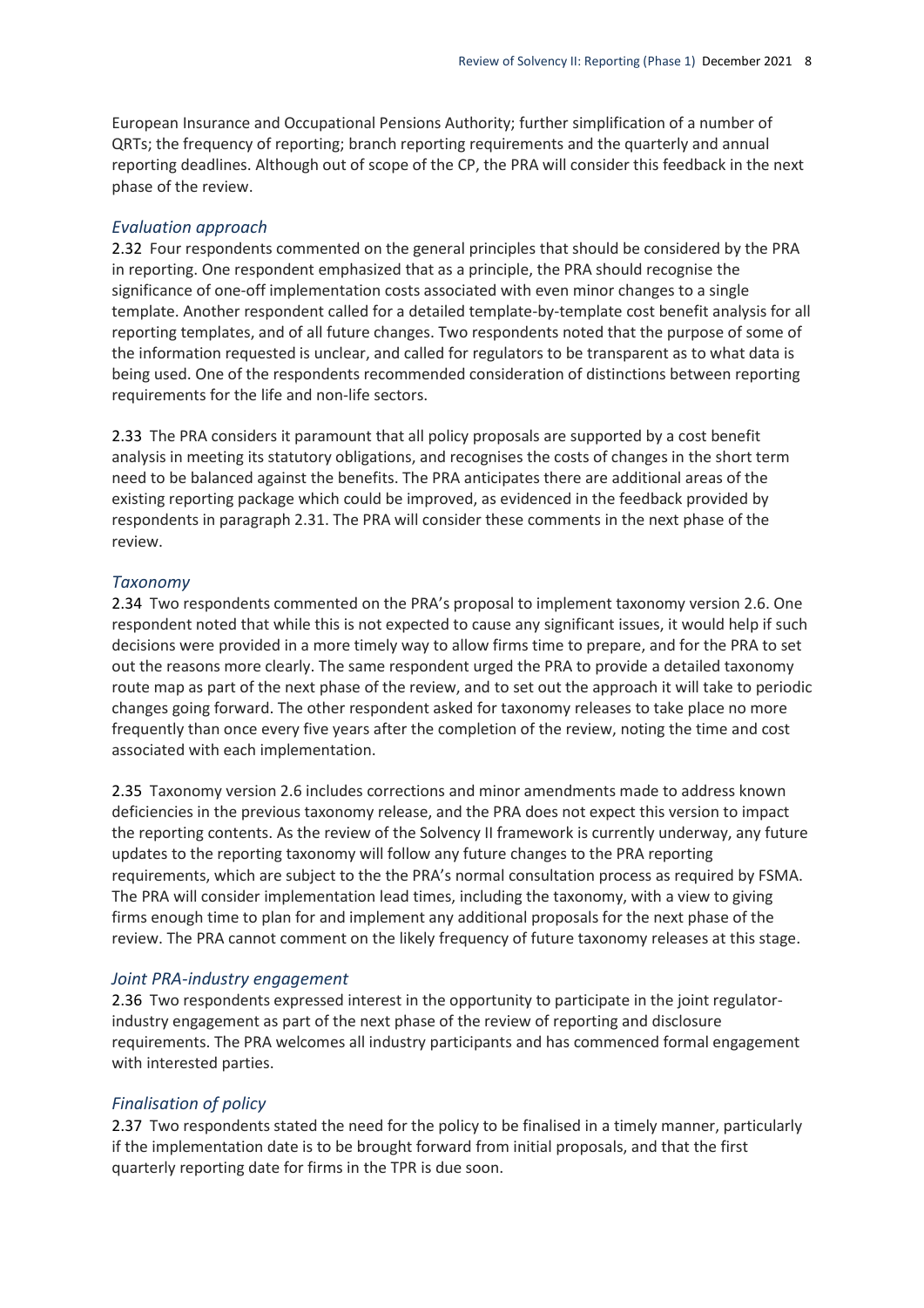European Insurance and Occupational Pensions Authority; further simplification of a number of QRTs; the frequency of reporting; branch reporting requirements and the quarterly and annual reporting deadlines. Although out of scope of the CP, the PRA will consider this feedback in the next phase of the review.

### *Evaluation approach*

2.32 Four respondents commented on the general principles that should be considered by the PRA in reporting. One respondent emphasized that as a principle, the PRA should recognise the significance of one-off implementation costs associated with even minor changes to a single template. Another respondent called for a detailed template-by-template cost benefit analysis for all reporting templates, and of all future changes. Two respondents noted that the purpose of some of the information requested is unclear, and called for regulators to be transparent as to what data is being used. One of the respondents recommended consideration of distinctions between reporting requirements for the life and non-life sectors.

2.33 The PRA considers it paramount that all policy proposals are supported by a cost benefit analysis in meeting its statutory obligations, and recognises the costs of changes in the short term need to be balanced against the benefits. The PRA anticipates there are additional areas of the existing reporting package which could be improved, as evidenced in the feedback provided by respondents in paragraph 2.31. The PRA will consider these comments in the next phase of the review.

### *Taxonomy*

2.34 Two respondents commented on the PRA's proposal to implement taxonomy version 2.6. One respondent noted that while this is not expected to cause any significant issues, it would help if such decisions were provided in a more timely way to allow firms time to prepare, and for the PRA to set out the reasons more clearly. The same respondent urged the PRA to provide a detailed taxonomy route map as part of the next phase of the review, and to set out the approach it will take to periodic changes going forward. The other respondent asked for taxonomy releases to take place no more frequently than once every five years after the completion of the review, noting the time and cost associated with each implementation.

2.35 Taxonomy version 2.6 includes corrections and minor amendments made to address known deficiencies in the previous taxonomy release, and the PRA does not expect this version to impact the reporting contents. As the review of the Solvency II framework is currently underway, any future updates to the reporting taxonomy will follow any future changes to the PRA reporting requirements, which are subject to the the PRA's normal consultation process as required by FSMA. The PRA will consider implementation lead times, including the taxonomy, with a view to giving firms enough time to plan for and implement any additional proposals for the next phase of the review. The PRA cannot comment on the likely frequency of future taxonomy releases at this stage.

### *Joint PRA-industry engagement*

2.36 Two respondents expressed interest in the opportunity to participate in the joint regulator-industry engagement as part of the next phase of the review of reporting and disclosure requirements. The PRA welcomes all industry participants and has commenced formal engagement with interested parties.

### *Finalisation of policy*

2.37 Two respondents stated the need for the policy to be finalised in a timely manner, particularly if the implementation date is to be brought forward from initial proposals, and that the first quarterly reporting date for firms in the TPR is due soon.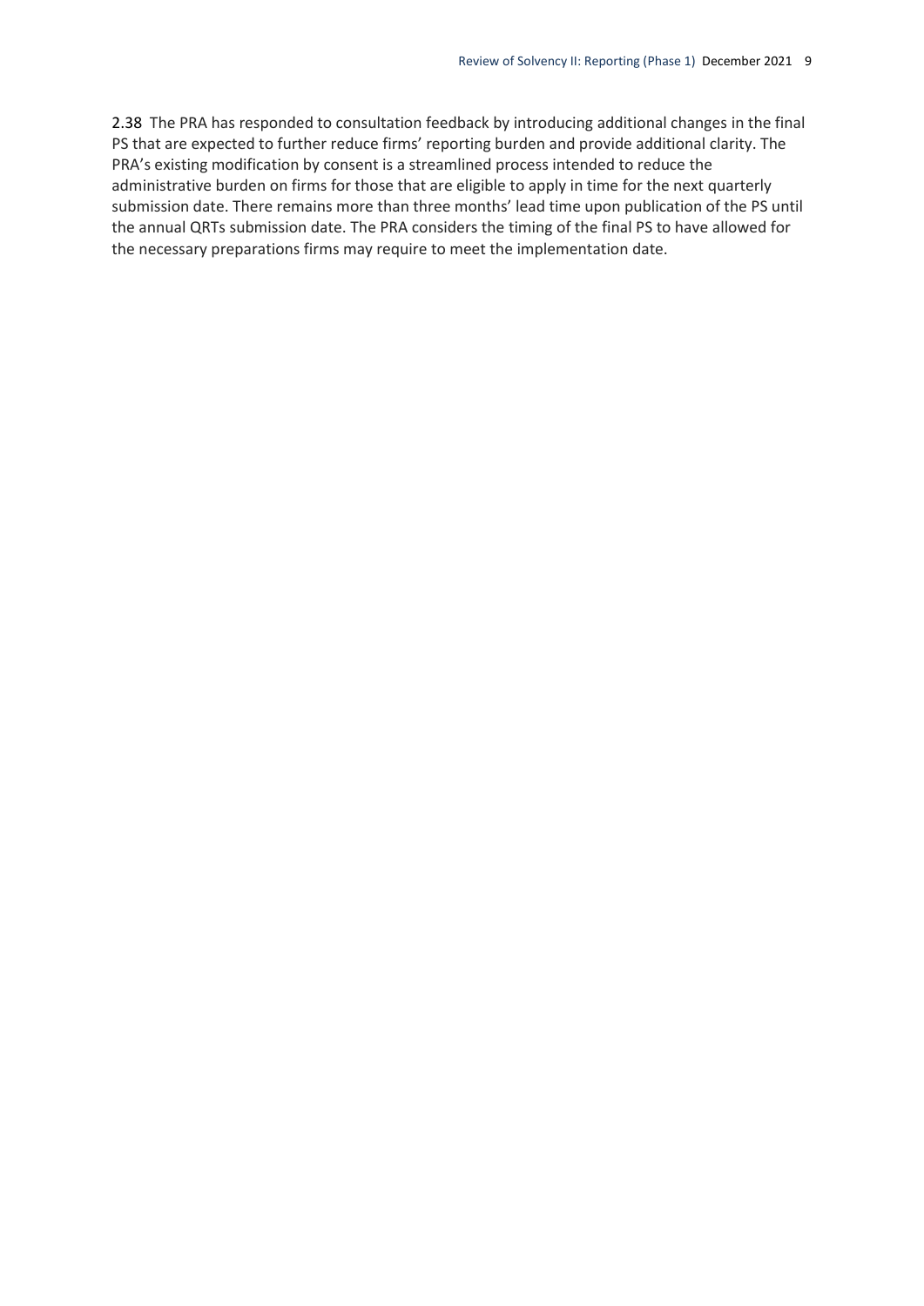2.38 The PRA has responded to consultation feedback by introducing additional changes in the final PS that are expected to further reduce firms' reporting burden and provide additional clarity. The PRA's existing modification by consent is a streamlined process intended to reduce the administrative burden on firms for those that are eligible to apply in time for the next quarterly submission date. There remains more than three months' lead time upon publication of the PS until the annual QRTs submission date. The PRA considers the timing of the final PS to have allowed for the necessary preparations firms may require to meet the implementation date.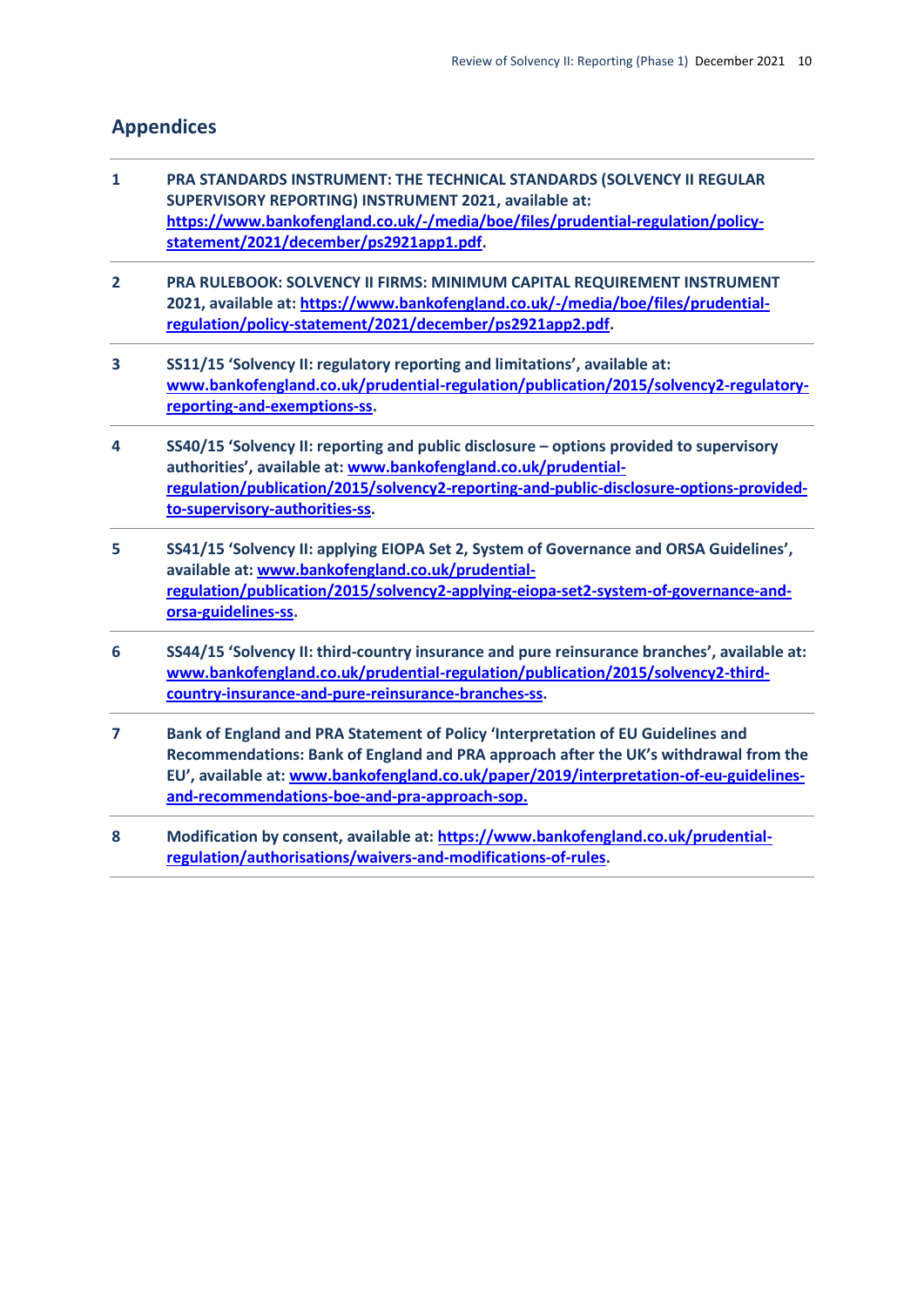## Appendices

| | |
|---|---|
| 1 | **PRA STANDARDS INSTRUMENT: THE TECHNICAL STANDARDS (SOLVENCY II REGULAR SUPERVISORY REPORTING) INSTRUMENT 2021, available at: https://www.bankofengland.co.uk/-/media/boe/files/prudential-regulation/policy-statement/2021/december/ps2921app1.pdf.** |
| 2 | **PRA RULEBOOK: SOLVENCY II FIRMS: MINIMUM CAPITAL REQUIREMENT INSTRUMENT 2021, available at: https://www.bankofengland.co.uk/-/media/boe/files/prudential-regulation/policy-statement/2021/december/ps2921app2.pdf.** |
| 3 | **SS11/15 'Solvency II: regulatory reporting and limitations', available at: www.bankofengland.co.uk/prudential-regulation/publication/2015/solvency2-regulatory-reporting-and-exemptions-ss.** |
| 4 | **SS40/15 'Solvency II: reporting and public disclosure – options provided to supervisory authorities', available at: www.bankofengland.co.uk/prudential-regulation/publication/2015/solvency2-reporting-and-public-disclosure-options-provided-to-supervisory-authorities-ss.** |
| 5 | **SS41/15 'Solvency II: applying EIOPA Set 2, System of Governance and ORSA Guidelines', available at: www.bankofengland.co.uk/prudential-regulation/publication/2015/solvency2-applying-eiopa-set2-system-of-governance-and-orsa-guidelines-ss.** |
| 6 | **SS44/15 'Solvency II: third-country insurance and pure reinsurance branches', available at: www.bankofengland.co.uk/prudential-regulation/publication/2015/solvency2-third-country-insurance-and-pure-reinsurance-branches-ss.** |
| 7 | **Bank of England and PRA Statement of Policy 'Interpretation of EU Guidelines and Recommendations: Bank of England and PRA approach after the UK's withdrawal from the EU', available at: www.bankofengland.co.uk/paper/2019/interpretation-of-eu-guidelines-and-recommendations-boe-and-pra-approach-sop.** |
| 8 | **Modification by consent, available at: https://www.bankofengland.co.uk/prudential-regulation/authorisations/waivers-and-modifications-of-rules.** |